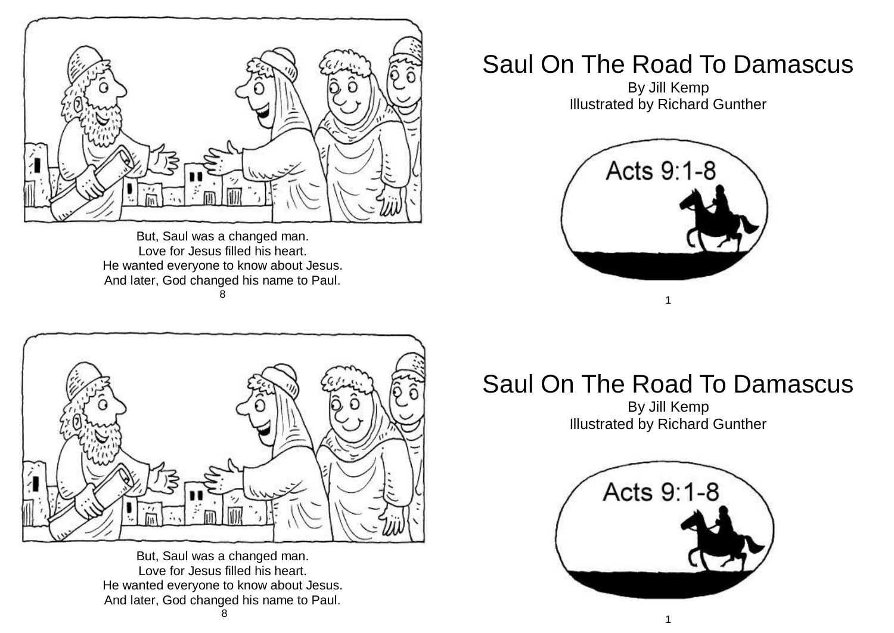But, Saul was a changed man.
Love for Jesus filled his heart.
He wanted everyone to know about Jesus.
And later, God changed his name to Paul.

# Saul On The Road To Damascus

By Jill Kemp
Illustrated by Richard Gunther

Acts 9:1-8

But, Saul was a changed man.
Love for Jesus filled his heart.
He wanted everyone to know about Jesus.
And later, God changed his name to Paul.

# Saul On The Road To Damascus

By Jill Kemp
Illustrated by Richard Gunther

Acts 9:1-8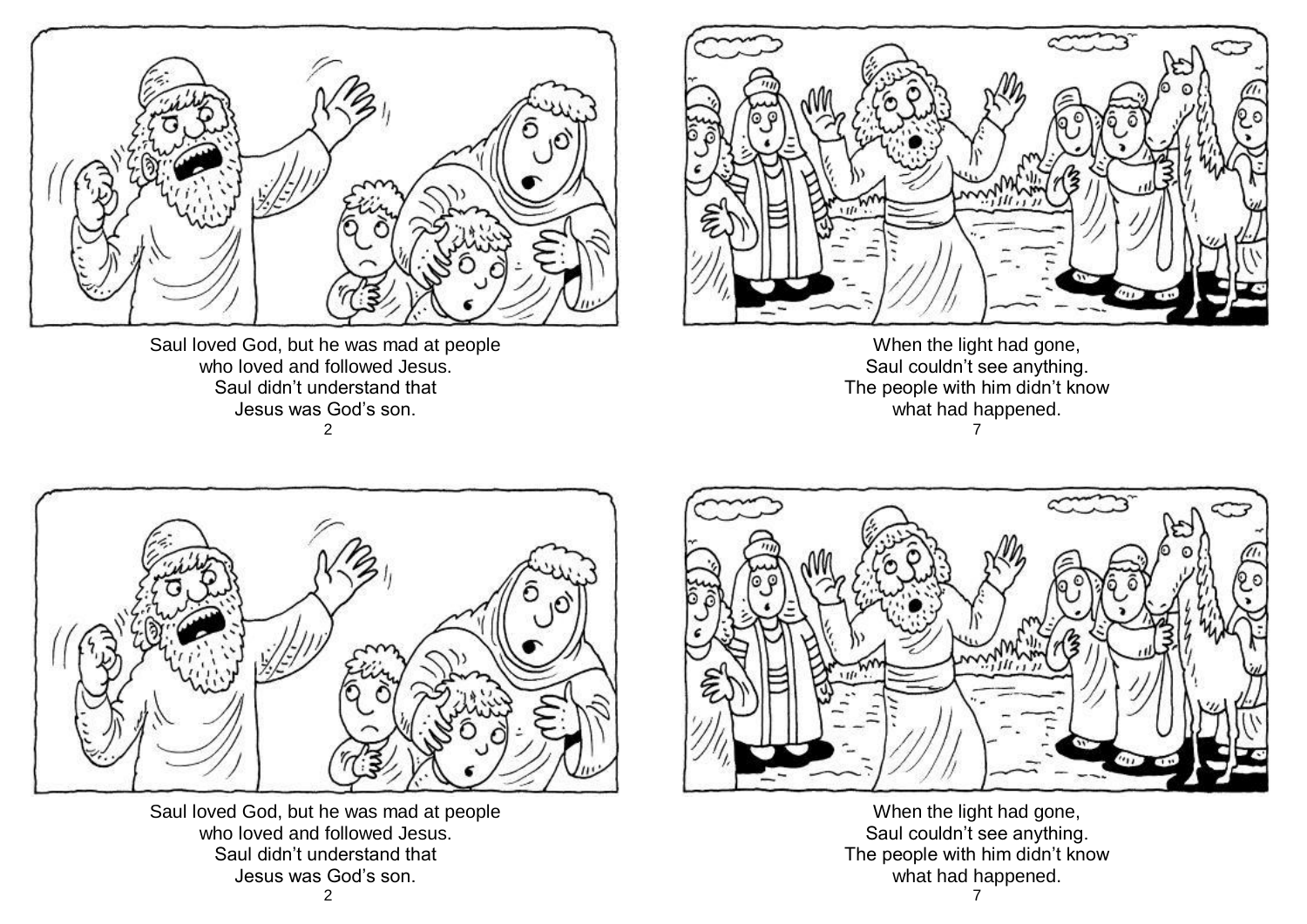Saul loved God, but he was mad at people who loved and followed Jesus. Saul didn't understand that Jesus was God's son.

When the light had gone, Saul couldn't see anything. The people with him didn't know what had happened.

Saul loved God, but he was mad at people who loved and followed Jesus. Saul didn't understand that Jesus was God's son.

When the light had gone, Saul couldn't see anything. The people with him didn't know what had happened.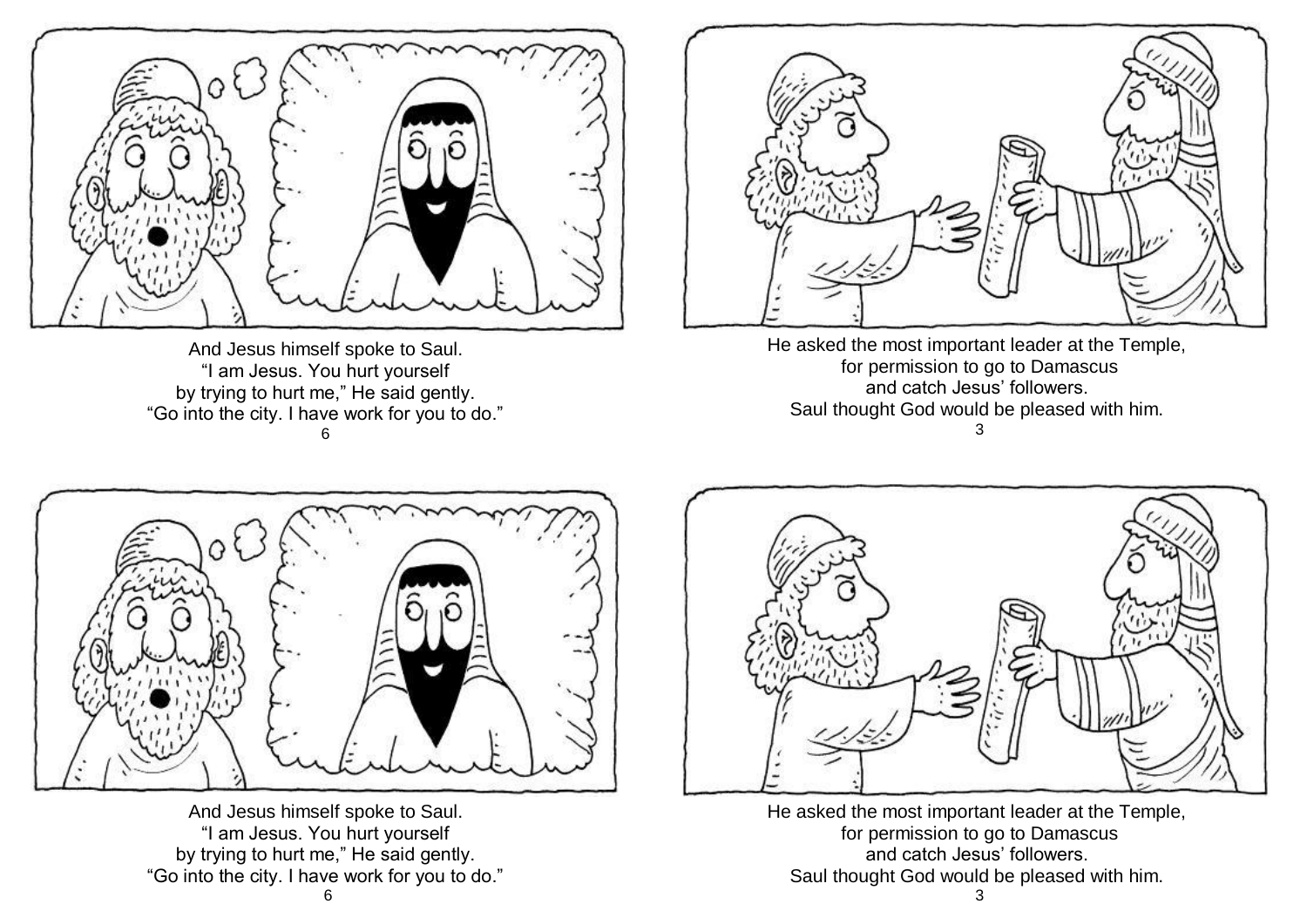And Jesus himself spoke to Saul.
"I am Jesus. You hurt yourself
by trying to hurt me," He said gently.
"Go into the city. I have work for you to do."

He asked the most important leader at the Temple,
for permission to go to Damascus
and catch Jesus' followers.
Saul thought God would be pleased with him.

And Jesus himself spoke to Saul.
"I am Jesus. You hurt yourself
by trying to hurt me," He said gently.
"Go into the city. I have work for you to do."

He asked the most important leader at the Temple,
for permission to go to Damascus
and catch Jesus' followers.
Saul thought God would be pleased with him.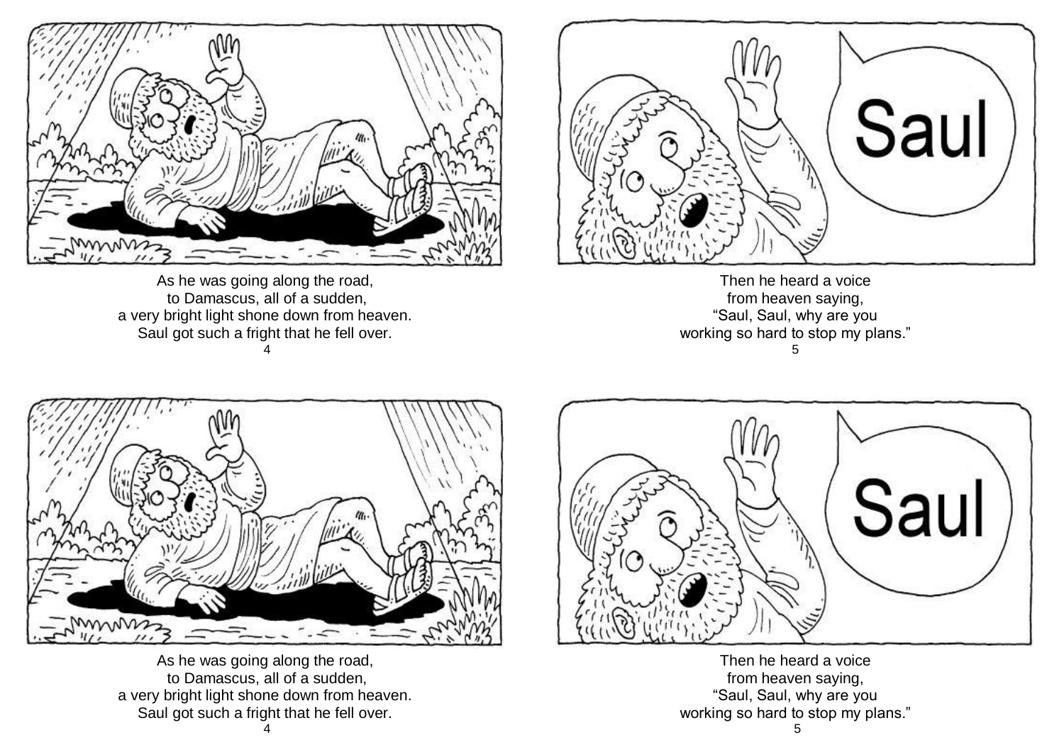As he was going along the road,
to Damascus, all of a sudden,
a very bright light shone down from heaven.
Saul got such a fright that he fell over.

Then he heard a voice
from heaven saying,
“Saul, Saul, why are you
working so hard to stop my plans.”

As he was going along the road,
to Damascus, all of a sudden,
a very bright light shone down from heaven.
Saul got such a fright that he fell over.

Then he heard a voice
from heaven saying,
“Saul, Saul, why are you
working so hard to stop my plans.”